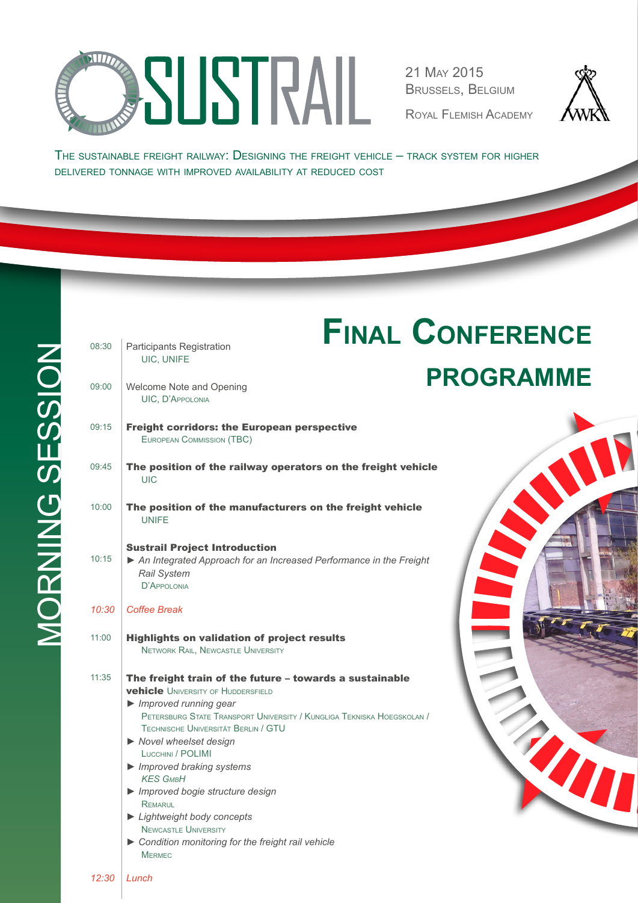# SUSTRAIL

21 May 2015
Brussels, Belgium

Royal Flemish Academy

The sustainable freight railway: Designing the freight vehicle – track system for higher delivered tonnage with improved availability at reduced cost

# Final Conference Programme

## Morning Session

08:30 | Participants Registration
UIC, UNIFE

09:00 | Welcome Note and Opening
UIC, D'Appolonia

09:15 | **Freight corridors: the European perspective**
European Commission (TBC)

09:45 | **The position of the railway operators on the freight vehicle**
UIC

10:00 | **The position of the manufacturers on the freight vehicle**
UNIFE

10:15 | **Sustrail Project Introduction**
► *An Integrated Approach for an Increased Performance in the Freight Rail System*
D'Appolonia

*10:30* | *Coffee Break*

11:00 | **Highlights on validation of project results**
Network Rail, Newcastle University

11:35 | **The freight train of the future – towards a sustainable vehicle** University of Huddersfield

► *Improved running gear*
Petersburg State Transport University / Kungliga Tekniska Hoegskolan / Technische Universität Berlin / GTU

► *Novel wheelset design*
Lucchini / POLIMI

► *Improved braking systems*
*KES GmbH*

► *Improved bogie structure design*
Remarul

► *Lightweight body concepts*
Newcastle University

► *Condition monitoring for the freight rail vehicle*
Mermec

*12:30* | *Lunch*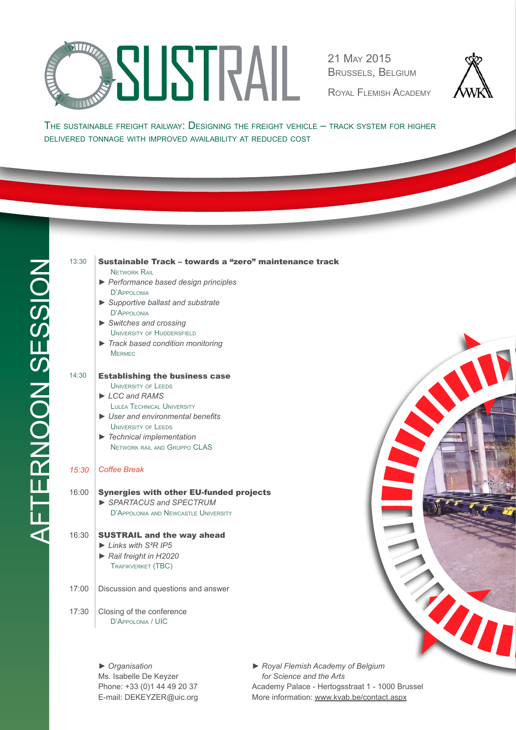# SUSTRAIL

21 May 2015
Brussels, Belgium

Royal Flemish Academy

The sustainable freight railway: Designing the freight vehicle – track system for higher delivered tonnage with improved availability at reduced cost

## AFTERNOON SESSION

13:30 **Sustainable Track – towards a "zero" maintenance track**
Network Rail
- *Performance based design principles*
  D'Appolonia
- *Supportive ballast and substrate*
  D'Appolonia
- *Switches and crossing*
  University of Huddersfield
- *Track based condition monitoring*
  Mermec

14:30 **Establishing the business case**
University of Leeds
- *LCC and RAMS*
  Lulea Technical University
- *User and environmental benefits*
  University of Leeds
- *Technical implementation*
  Network Rail and Gruppo CLAS

*15:30 Coffee Break*

16:00 **Synergies with other EU-funded projects**
- *SPARTACUS and SPECTRUM*
  D'Appolonia and Newcastle University

16:30 **SUSTRAIL and the way ahead**
- *Links with S²R IP5*
- *Rail freight in H2020*
  Trafikverket (TBC)

17:00 Discussion and questions and answer

17:30 Closing of the conference
D'Appolonia / UIC

► *Organisation*
Ms. Isabelle De Keyzer
Phone: +33 (0)1 44 49 20 37
E-mail: DEKEYZER@uic.org

► *Royal Flemish Academy of Belgium for Science and the Arts*
Academy Palace - Hertogsstraat 1 - 1000 Brussel
More information: www.kvab.be/contact.aspx